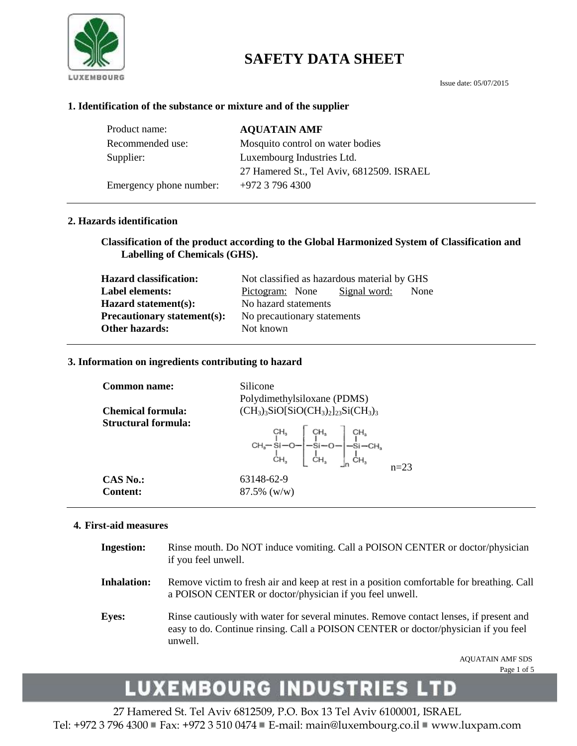# SAFETY DATA SHEET

Issue date: 05/07/2015

## 1. Identification of the substance or mixture and of the supplier

| | |
|---|---|
| Product name: | **AQUATAIN AMF** |
| Recommended use: | Mosquito control on water bodies |
| Supplier: | Luxembourg Industries Ltd. |
| | 27 Hamered St., Tel Aviv, 6812509. ISRAEL |
| Emergency phone number: | +972 3 796 4300 |

## 2. Hazards identification

**Classification of the product according to the Global Harmonized System of Classification and Labelling of Chemicals (GHS).**

| | |
|---|---|
| **Hazard classification:** | Not classified as hazardous material by GHS |
| **Label elements:** | Pictogram: None  Signal word: None |
| **Hazard statement(s):** | No hazard statements |
| **Precautionary statement(s):** | No precautionary statements |
| **Other hazards:** | Not known |

## 3. Information on ingredients contributing to hazard

| | |
|---|---|
| **Common name:** | Silicone<br>Polydimethylsiloxane (PDMS) |
| **Chemical formula:** | $(CH_3)_3SiO[SiO(CH_3)_2]_{23}Si(CH_3)_3$ |
| **Structural formula:** | $CH_3-Si(CH_3)_2-O-[-Si(CH_3)_2-O-]_n-Si(CH_3)_2-CH_3$  n=23 |
| **CAS No.:** | 63148-62-9 |
| **Content:** | 87.5% (w/w) |

## 4. First-aid measures

**Ingestion:** Rinse mouth. Do NOT induce vomiting. Call a POISON CENTER or doctor/physician if you feel unwell.

**Inhalation:** Remove victim to fresh air and keep at rest in a position comfortable for breathing. Call a POISON CENTER or doctor/physician if you feel unwell.

**Eyes:** Rinse cautiously with water for several minutes. Remove contact lenses, if present and easy to do. Continue rinsing. Call a POISON CENTER or doctor/physician if you feel unwell.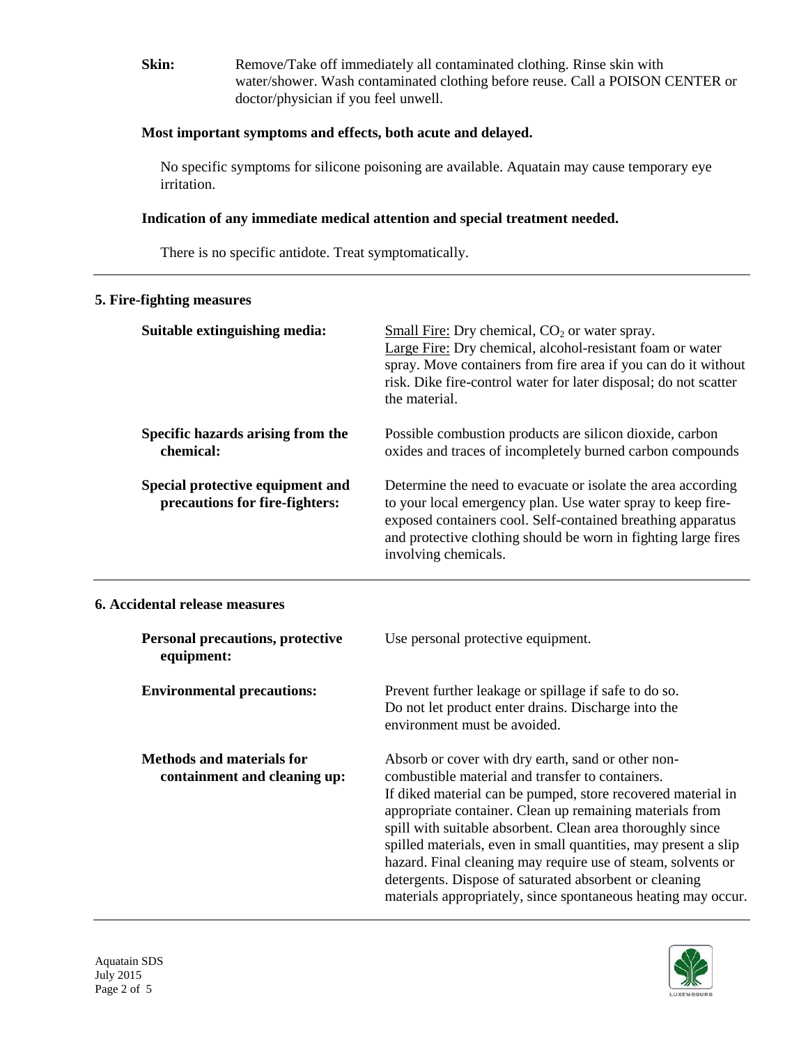**Skin:** Remove/Take off immediately all contaminated clothing. Rinse skin with water/shower. Wash contaminated clothing before reuse. Call a POISON CENTER or doctor/physician if you feel unwell.

**Most important symptoms and effects, both acute and delayed.**

No specific symptoms for silicone poisoning are available. Aquatain may cause temporary eye irritation.

**Indication of any immediate medical attention and special treatment needed.**

There is no specific antidote. Treat symptomatically.

---

## 5. Fire-fighting measures

**Suitable extinguishing media:**
Small Fire: Dry chemical, $CO_2$ or water spray.
Large Fire: Dry chemical, alcohol-resistant foam or water spray. Move containers from fire area if you can do it without risk. Dike fire-control water for later disposal; do not scatter the material.

**Specific hazards arising from the chemical:**
Possible combustion products are silicon dioxide, carbon oxides and traces of incompletely burned carbon compounds

**Special protective equipment and precautions for fire-fighters:**
Determine the need to evacuate or isolate the area according to your local emergency plan. Use water spray to keep fire-exposed containers cool. Self-contained breathing apparatus and protective clothing should be worn in fighting large fires involving chemicals.

---

## 6. Accidental release measures

**Personal precautions, protective equipment:**
Use personal protective equipment.

**Environmental precautions:**
Prevent further leakage or spillage if safe to do so. Do not let product enter drains. Discharge into the environment must be avoided.

**Methods and materials for containment and cleaning up:**
Absorb or cover with dry earth, sand or other non-combustible material and transfer to containers.
If diked material can be pumped, store recovered material in appropriate container. Clean up remaining materials from spill with suitable absorbent. Clean area thoroughly since spilled materials, even in small quantities, may present a slip hazard. Final cleaning may require use of steam, solvents or detergents. Dispose of saturated absorbent or cleaning materials appropriately, since spontaneous heating may occur.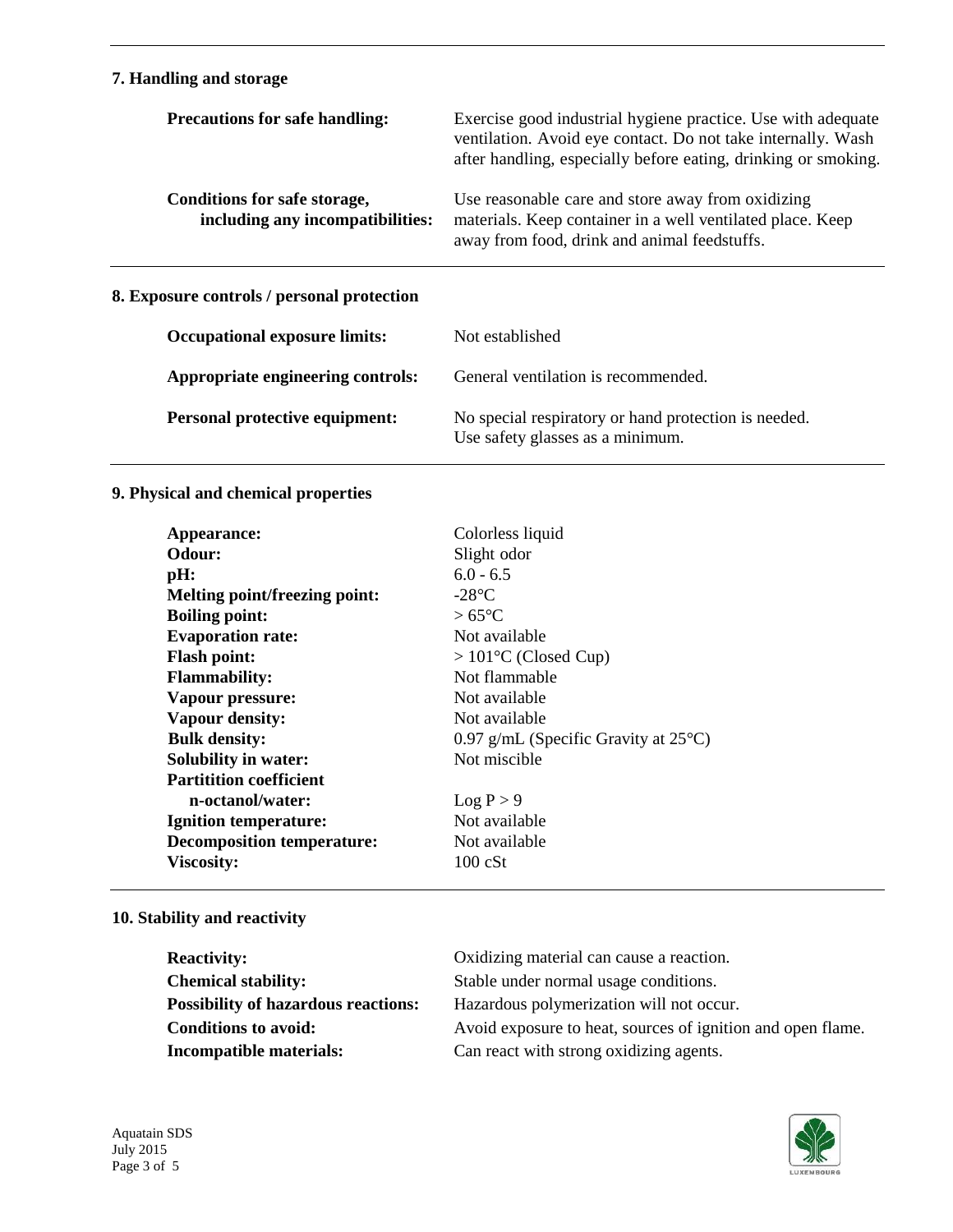## 7. Handling and storage

| | |
|---|---|
| **Precautions for safe handling:** | Exercise good industrial hygiene practice. Use with adequate ventilation. Avoid eye contact. Do not take internally. Wash after handling, especially before eating, drinking or smoking. |
| **Conditions for safe storage, including any incompatibilities:** | Use reasonable care and store away from oxidizing materials. Keep container in a well ventilated place. Keep away from food, drink and animal feedstuffs. |

## 8. Exposure controls / personal protection

| | |
|---|---|
| **Occupational exposure limits:** | Not established |
| **Appropriate engineering controls:** | General ventilation is recommended. |
| **Personal protective equipment:** | No special respiratory or hand protection is needed. Use safety glasses as a minimum. |

## 9. Physical and chemical properties

| | |
|---|---|
| **Appearance:** | Colorless liquid |
| **Odour:** | Slight odor |
| **pH:** | 6.0 - 6.5 |
| **Melting point/freezing point:** | -28°C |
| **Boiling point:** | > 65°C |
| **Evaporation rate:** | Not available |
| **Flash point:** | > 101°C (Closed Cup) |
| **Flammability:** | Not flammable |
| **Vapour pressure:** | Not available |
| **Vapour density:** | Not available |
| **Bulk density:** | 0.97 g/mL (Specific Gravity at 25°C) |
| **Solubility in water:** | Not miscible |
| **Partitition coefficient n-octanol/water:** | Log P > 9 |
| **Ignition temperature:** | Not available |
| **Decomposition temperature:** | Not available |
| **Viscosity:** | 100 cSt |

## 10. Stability and reactivity

| | |
|---|---|
| **Reactivity:** | Oxidizing material can cause a reaction. |
| **Chemical stability:** | Stable under normal usage conditions. |
| **Possibility of hazardous reactions:** | Hazardous polymerization will not occur. |
| **Conditions to avoid:** | Avoid exposure to heat, sources of ignition and open flame. |
| **Incompatible materials:** | Can react with strong oxidizing agents. |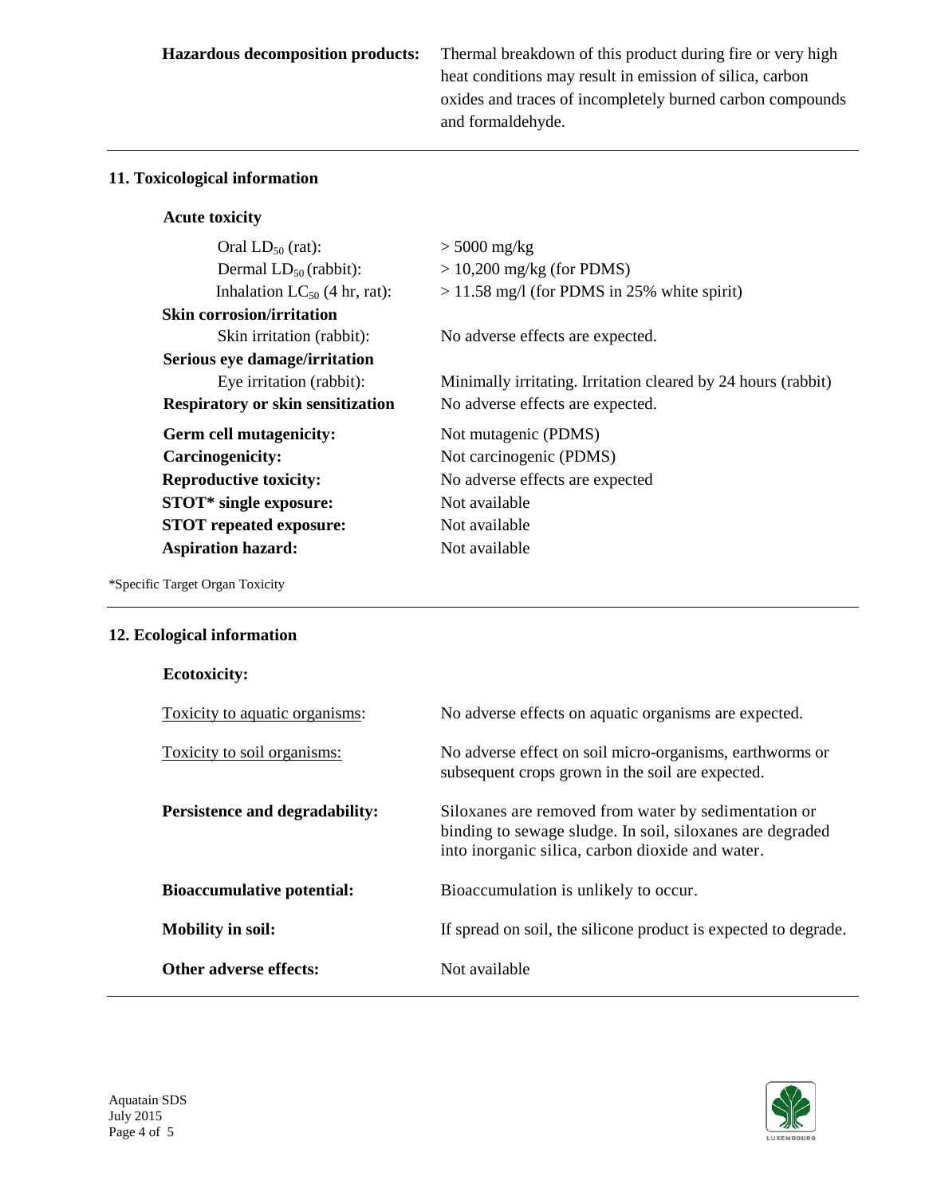| | |
|---|---|
| **Hazardous decomposition products:** | Thermal breakdown of this product during fire or very high heat conditions may result in emission of silica, carbon oxides and traces of incompletely burned carbon compounds and formaldehyde. |

## 11. Toxicological information

**Acute toxicity**

| | |
|---|---|
| Oral $LD_{50}$ (rat): | > 5000 mg/kg |
| Dermal $LD_{50}$ (rabbit): | > 10,200 mg/kg (for PDMS) |
| Inhalation $LC_{50}$ (4 hr, rat): | > 11.58 mg/l (for PDMS in 25% white spirit) |
| **Skin corrosion/irritation** | |
| Skin irritation (rabbit): | No adverse effects are expected. |
| **Serious eye damage/irritation** | |
| Eye irritation (rabbit): | Minimally irritating. Irritation cleared by 24 hours (rabbit) |
| **Respiratory or skin sensitization** | No adverse effects are expected. |
| **Germ cell mutagenicity:** | Not mutagenic (PDMS) |
| **Carcinogenicity:** | Not carcinogenic (PDMS) |
| **Reproductive toxicity:** | No adverse effects are expected |
| **STOT* single exposure:** | Not available |
| **STOT repeated exposure:** | Not available |
| **Aspiration hazard:** | Not available |

*Specific Target Organ Toxicity

## 12. Ecological information

**Ecotoxicity:**

| | |
|---|---|
| Toxicity to aquatic organisms: | No adverse effects on aquatic organisms are expected. |
| Toxicity to soil organisms: | No adverse effect on soil micro-organisms, earthworms or subsequent crops grown in the soil are expected. |
| **Persistence and degradability:** | Siloxanes are removed from water by sedimentation or binding to sewage sludge. In soil, siloxanes are degraded into inorganic silica, carbon dioxide and water. |
| **Bioaccumulative potential:** | Bioaccumulation is unlikely to occur. |
| **Mobility in soil:** | If spread on soil, the silicone product is expected to degrade. |
| **Other adverse effects:** | Not available |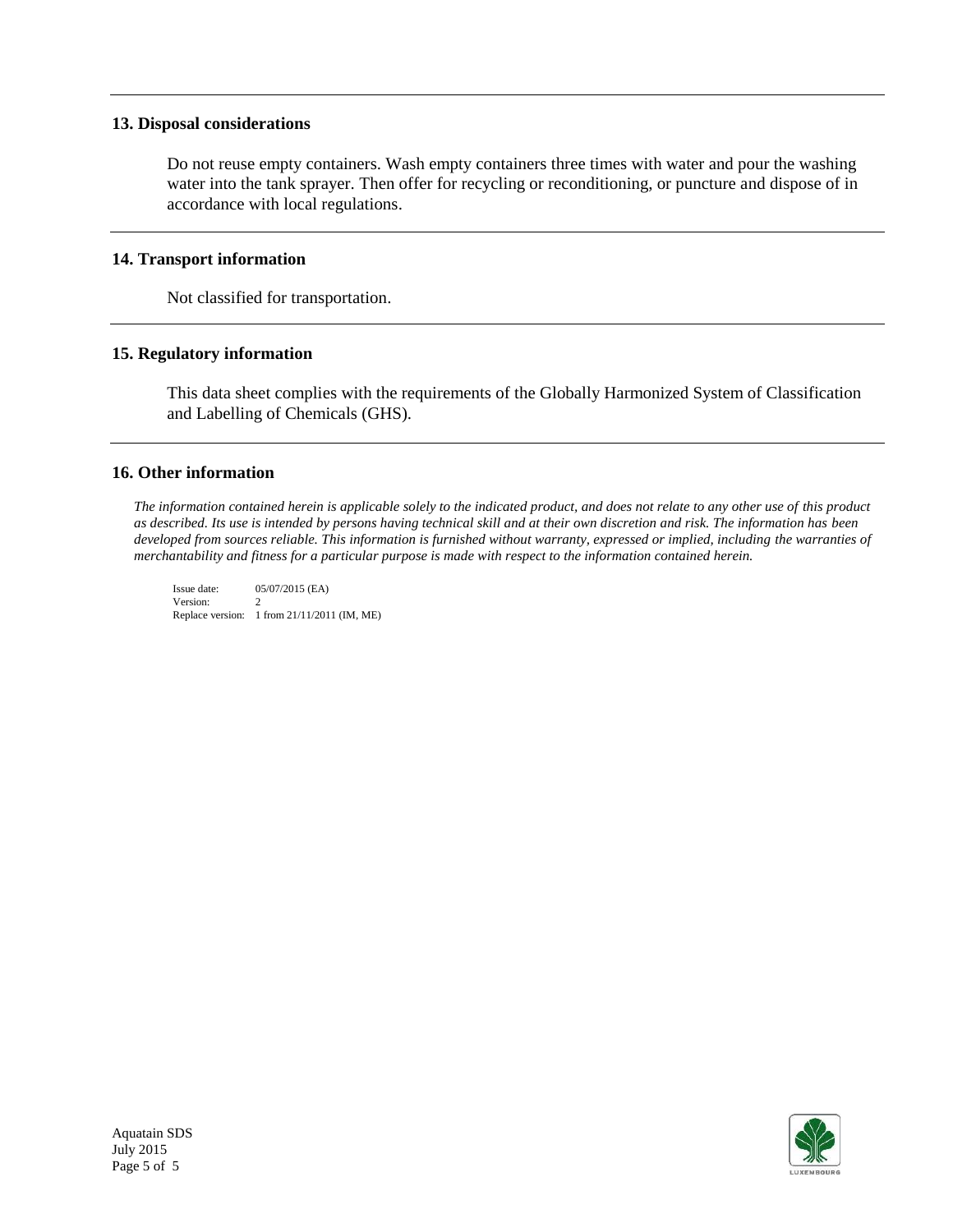## 13. Disposal considerations

Do not reuse empty containers. Wash empty containers three times with water and pour the washing water into the tank sprayer. Then offer for recycling or reconditioning, or puncture and dispose of in accordance with local regulations.

## 14. Transport information

Not classified for transportation.

## 15. Regulatory information

This data sheet complies with the requirements of the Globally Harmonized System of Classification and Labelling of Chemicals (GHS).

## 16. Other information

*The information contained herein is applicable solely to the indicated product, and does not relate to any other use of this product as described. Its use is intended by persons having technical skill and at their own discretion and risk. The information has been developed from sources reliable. This information is furnished without warranty, expressed or implied, including the warranties of merchantability and fitness for a particular purpose is made with respect to the information contained herein.*

Issue date: 05/07/2015 (EA)
Version: 2
Replace version: 1 from 21/11/2011 (IM, ME)